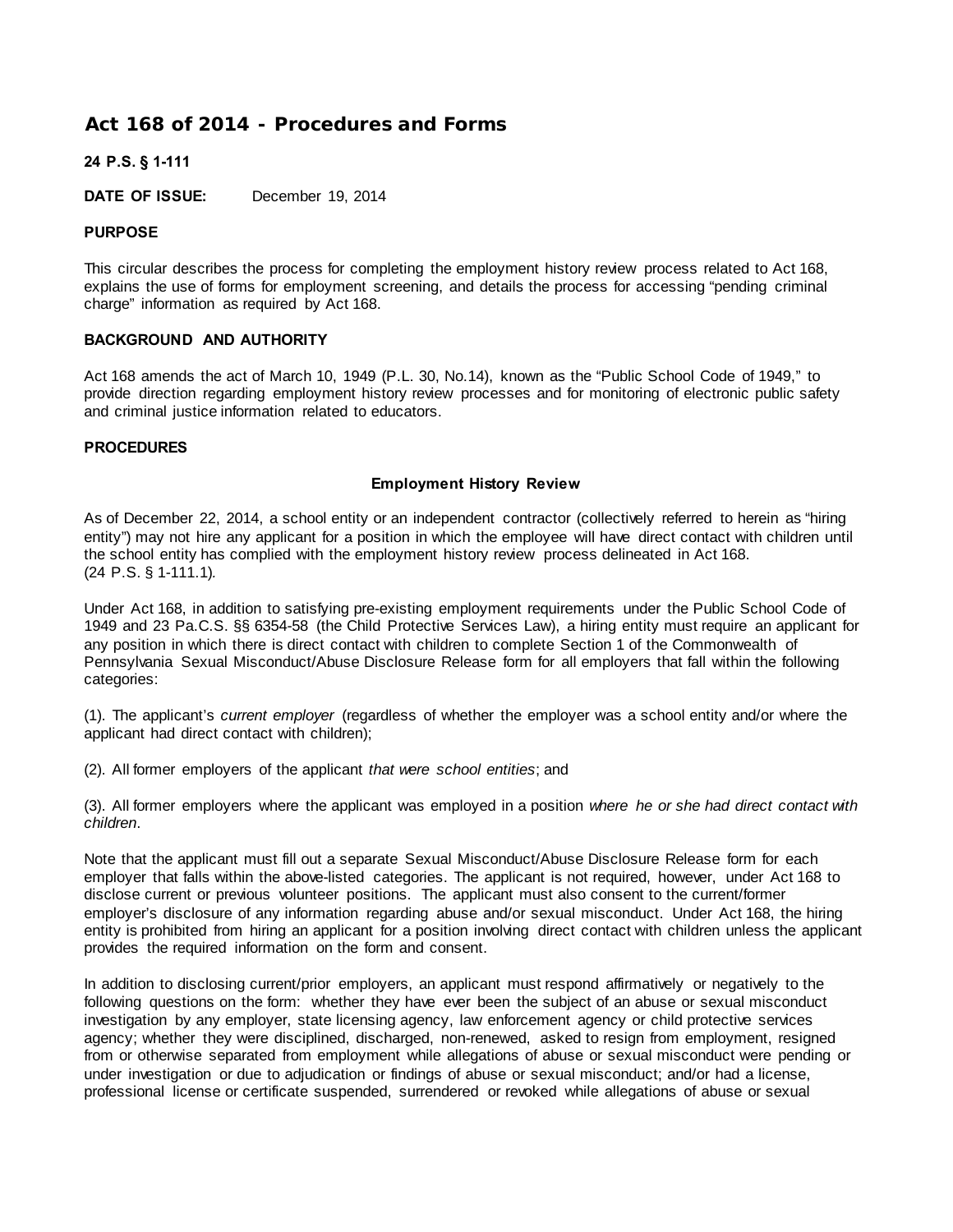# Act 168 of 2014 - Procedures and Forms

**24 P.S. § 1-111**

**DATE OF ISSUE:** December 19, 2014

**PURPOSE**

This circular describes the process for completing the employment history review process related to Act 168, explains the use of forms for employment screening, and details the process for accessing "pending criminal charge" information as required by Act 168.

**BACKGROUND AND AUTHORITY**

Act 168 amends the act of March 10, 1949 (P.L. 30, No.14), known as the "Public School Code of 1949," to provide direction regarding employment history review processes and for monitoring of electronic public safety and criminal justice information related to educators.

**PROCEDURES**

**Employment History Review**

As of December 22, 2014, a school entity or an independent contractor (collectively referred to herein as "hiring entity") may not hire any applicant for a position in which the employee will have direct contact with children until the school entity has complied with the employment history review process delineated in Act 168. (24 P.S. § 1-111.1).

Under Act 168, in addition to satisfying pre-existing employment requirements under the Public School Code of 1949 and 23 Pa.C.S. §§ 6354-58 (the Child Protective Services Law), a hiring entity must require an applicant for any position in which there is direct contact with children to complete Section 1 of the Commonwealth of Pennsylvania Sexual Misconduct/Abuse Disclosure Release form for all employers that fall within the following categories:

(1). The applicant's *current employer* (regardless of whether the employer was a school entity and/or where the applicant had direct contact with children);

(2). All former employers of the applicant *that were school entities*; and

(3). All former employers where the applicant was employed in a position *where he or she had direct contact with children*.

Note that the applicant must fill out a separate Sexual Misconduct/Abuse Disclosure Release form for each employer that falls within the above-listed categories. The applicant is not required, however, under Act 168 to disclose current or previous volunteer positions. The applicant must also consent to the current/former employer's disclosure of any information regarding abuse and/or sexual misconduct. Under Act 168, the hiring entity is prohibited from hiring an applicant for a position involving direct contact with children unless the applicant provides the required information on the form and consent.

In addition to disclosing current/prior employers, an applicant must respond affirmatively or negatively to the following questions on the form: whether they have ever been the subject of an abuse or sexual misconduct investigation by any employer, state licensing agency, law enforcement agency or child protective services agency; whether they were disciplined, discharged, non-renewed, asked to resign from employment, resigned from or otherwise separated from employment while allegations of abuse or sexual misconduct were pending or under investigation or due to adjudication or findings of abuse or sexual misconduct; and/or had a license, professional license or certificate suspended, surrendered or revoked while allegations of abuse or sexual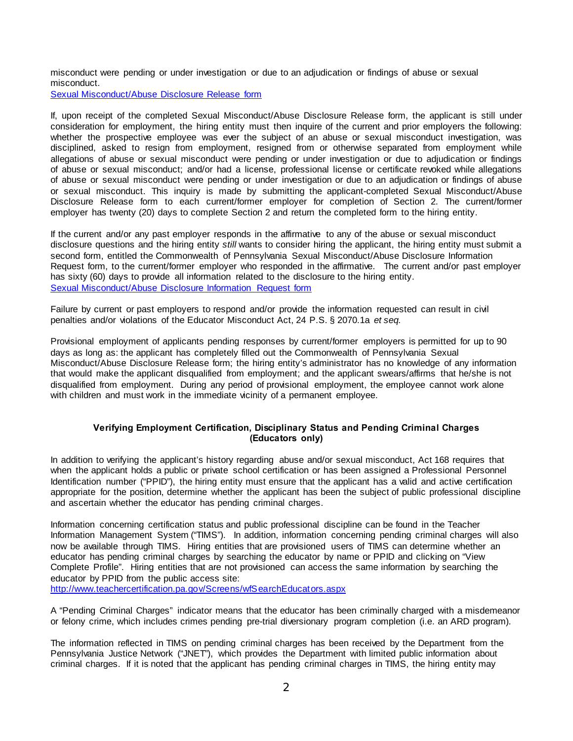misconduct were pending or under investigation or due to an adjudication or findings of abuse or sexual misconduct.
[Sexual Misconduct/Abuse Disclosure Release form]

If, upon receipt of the completed Sexual Misconduct/Abuse Disclosure Release form, the applicant is still under consideration for employment, the hiring entity must then inquire of the current and prior employers the following: whether the prospective employee was ever the subject of an abuse or sexual misconduct investigation, was disciplined, asked to resign from employment, resigned from or otherwise separated from employment while allegations of abuse or sexual misconduct were pending or under investigation or due to adjudication or findings of abuse or sexual misconduct; and/or had a license, professional license or certificate revoked while allegations of abuse or sexual misconduct were pending or under investigation or due to an adjudication or findings of abuse or sexual misconduct. This inquiry is made by submitting the applicant-completed Sexual Misconduct/Abuse Disclosure Release form to each current/former employer for completion of Section 2. The current/former employer has twenty (20) days to complete Section 2 and return the completed form to the hiring entity.

If the current and/or any past employer responds in the affirmative to any of the abuse or sexual misconduct disclosure questions and the hiring entity *still* wants to consider hiring the applicant, the hiring entity must submit a second form, entitled the Commonwealth of Pennsylvania Sexual Misconduct/Abuse Disclosure Information Request form, to the current/former employer who responded in the affirmative. The current and/or past employer has sixty (60) days to provide all information related to the disclosure to the hiring entity.
[Sexual Misconduct/Abuse Disclosure Information Request form]

Failure by current or past employers to respond and/or provide the information requested can result in civil penalties and/or violations of the Educator Misconduct Act, 24 P.S. § 2070.1a *et seq.*

Provisional employment of applicants pending responses by current/former employers is permitted for up to 90 days as long as: the applicant has completely filled out the Commonwealth of Pennsylvania Sexual Misconduct/Abuse Disclosure Release form; the hiring entity's administrator has no knowledge of any information that would make the applicant disqualified from employment; and the applicant swears/affirms that he/she is not disqualified from employment. During any period of provisional employment, the employee cannot work alone with children and must work in the immediate vicinity of a permanent employee.

### Verifying Employment Certification, Disciplinary Status and Pending Criminal Charges (Educators only)

In addition to verifying the applicant's history regarding abuse and/or sexual misconduct, Act 168 requires that when the applicant holds a public or private school certification or has been assigned a Professional Personnel Identification number ("PPID"), the hiring entity must ensure that the applicant has a valid and active certification appropriate for the position, determine whether the applicant has been the subject of public professional discipline and ascertain whether the educator has pending criminal charges.

Information concerning certification status and public professional discipline can be found in the Teacher Information Management System ("TIMS"). In addition, information concerning pending criminal charges will also now be available through TIMS. Hiring entities that are provisioned users of TIMS can determine whether an educator has pending criminal charges by searching the educator by name or PPID and clicking on "View Complete Profile". Hiring entities that are not provisioned can access the same information by searching the educator by PPID from the public access site:
http://www.teachercertification.pa.gov/Screens/wfSearchEducators.aspx

A "Pending Criminal Charges" indicator means that the educator has been criminally charged with a misdemeanor or felony crime, which includes crimes pending pre-trial diversionary program completion (i.e. an ARD program).

The information reflected in TIMS on pending criminal charges has been received by the Department from the Pennsylvania Justice Network ("JNET"), which provides the Department with limited public information about criminal charges. If it is noted that the applicant has pending criminal charges in TIMS, the hiring entity may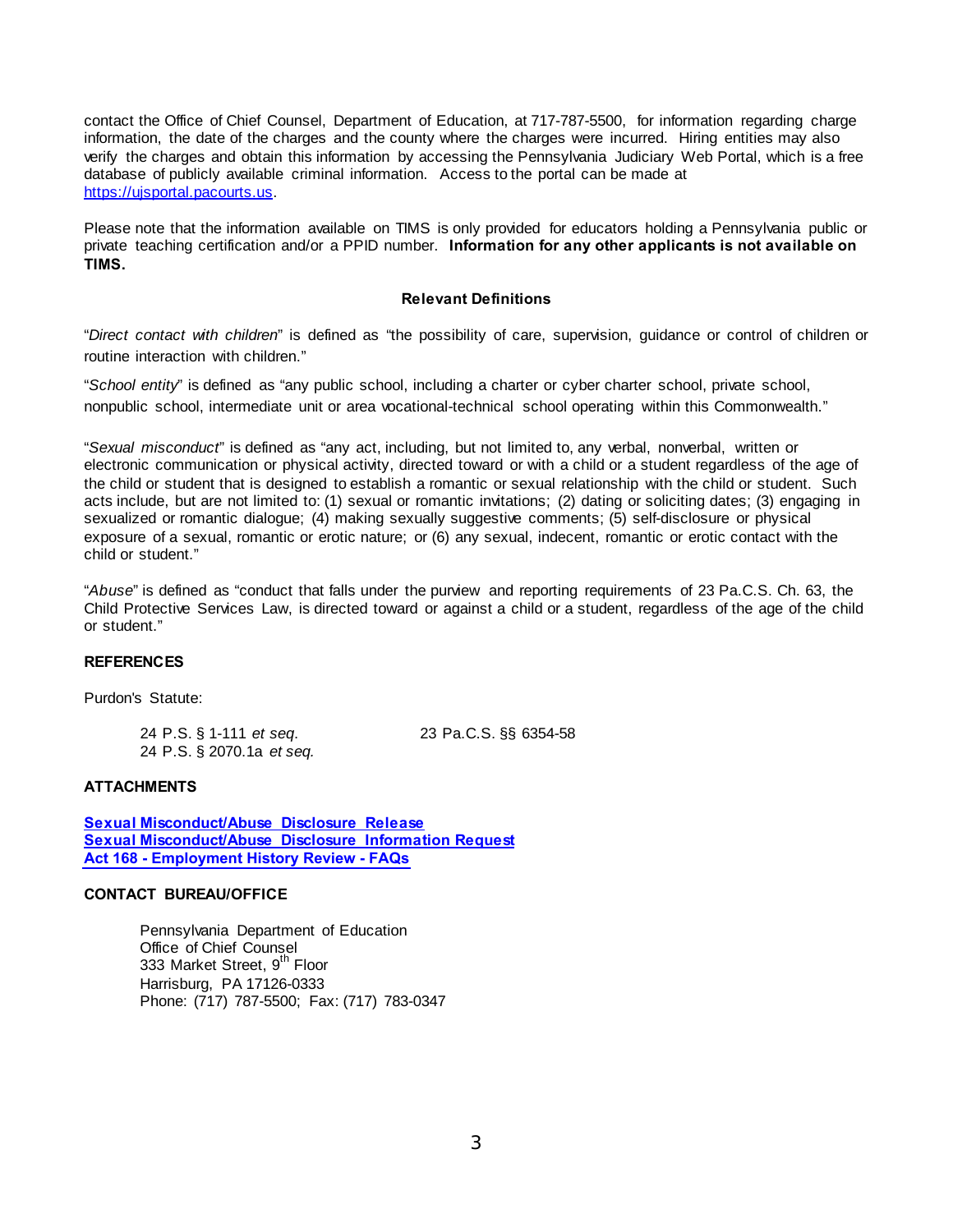contact the Office of Chief Counsel, Department of Education, at 717-787-5500, for information regarding charge information, the date of the charges and the county where the charges were incurred. Hiring entities may also verify the charges and obtain this information by accessing the Pennsylvania Judiciary Web Portal, which is a free database of publicly available criminal information. Access to the portal can be made at [https://ujsportal.pacourts.us](https://ujsportal.pacourts.us).

Please note that the information available on TIMS is only provided for educators holding a Pennsylvania public or private teaching certification and/or a PPID number. **Information for any other applicants is not available on TIMS.**

### Relevant Definitions

"*Direct contact with children*" is defined as "the possibility of care, supervision, guidance or control of children or routine interaction with children."

"*School entity*" is defined as "any public school, including a charter or cyber charter school, private school, nonpublic school, intermediate unit or area vocational-technical school operating within this Commonwealth."

"*Sexual misconduct*" is defined as "any act, including, but not limited to, any verbal, nonverbal, written or electronic communication or physical activity, directed toward or with a child or a student regardless of the age of the child or student that is designed to establish a romantic or sexual relationship with the child or student. Such acts include, but are not limited to: (1) sexual or romantic invitations; (2) dating or soliciting dates; (3) engaging in sexualized or romantic dialogue; (4) making sexually suggestive comments; (5) self-disclosure or physical exposure of a sexual, romantic or erotic nature; or (6) any sexual, indecent, romantic or erotic contact with the child or student."

"*Abuse*" is defined as "conduct that falls under the purview and reporting requirements of 23 Pa.C.S. Ch. 63, the Child Protective Services Law, is directed toward or against a child or a student, regardless of the age of the child or student."

## REFERENCES

Purdon's Statute:

24 P.S. § 1-111 *et seq.*
24 P.S. § 2070.1a *et seq.*
23 Pa.C.S. §§ 6354-58

## ATTACHMENTS

**Sexual Misconduct/Abuse Disclosure Release**
**Sexual Misconduct/Abuse Disclosure Information Request**
**Act 168 - Employment History Review - FAQs**

## CONTACT BUREAU/OFFICE

Pennsylvania Department of Education
Office of Chief Counsel
333 Market Street, 9th Floor
Harrisburg, PA 17126-0333
Phone: (717) 787-5500; Fax: (717) 783-0347